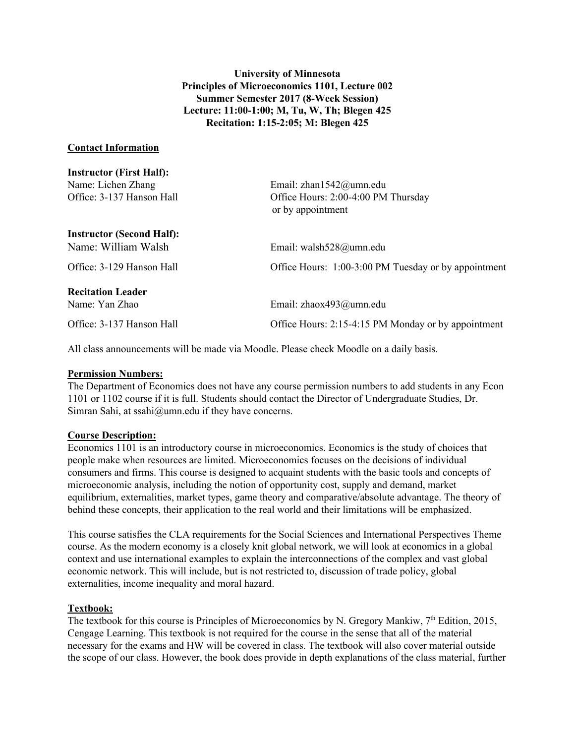**University of Minnesota**
**Principles of Microeconomics 1101, Lecture 002**
**Summer Semester 2017 (8-Week Session)**
**Lecture: 11:00-1:00; M, Tu, W, Th; Blegen 425**
**Recitation: 1:15-2:05; M: Blegen 425**

## Contact Information

**Instructor (First Half):**
Name: Lichen Zhang — Email: zhan1542@umn.edu
Office: 3-137 Hanson Hall — Office Hours: 2:00-4:00 PM Thursday or by appointment

**Instructor (Second Half):**
Name: William Walsh — Email: walsh528@umn.edu
Office: 3-129 Hanson Hall — Office Hours: 1:00-3:00 PM Tuesday or by appointment

**Recitation Leader**
Name: Yan Zhao — Email: zhaox493@umn.edu
Office: 3-137 Hanson Hall — Office Hours: 2:15-4:15 PM Monday or by appointment

All class announcements will be made via Moodle. Please check Moodle on a daily basis.

## Permission Numbers:

The Department of Economics does not have any course permission numbers to add students in any Econ 1101 or 1102 course if it is full. Students should contact the Director of Undergraduate Studies, Dr. Simran Sahi, at ssahi@umn.edu if they have concerns.

## Course Description:

Economics 1101 is an introductory course in microeconomics. Economics is the study of choices that people make when resources are limited. Microeconomics focuses on the decisions of individual consumers and firms. This course is designed to acquaint students with the basic tools and concepts of microeconomic analysis, including the notion of opportunity cost, supply and demand, market equilibrium, externalities, market types, game theory and comparative/absolute advantage. The theory of behind these concepts, their application to the real world and their limitations will be emphasized.

This course satisfies the CLA requirements for the Social Sciences and International Perspectives Theme course. As the modern economy is a closely knit global network, we will look at economics in a global context and use international examples to explain the interconnections of the complex and vast global economic network. This will include, but is not restricted to, discussion of trade policy, global externalities, income inequality and moral hazard.

## Textbook:

The textbook for this course is Principles of Microeconomics by N. Gregory Mankiw, 7th Edition, 2015, Cengage Learning. This textbook is not required for the course in the sense that all of the material necessary for the exams and HW will be covered in class. The textbook will also cover material outside the scope of our class. However, the book does provide in depth explanations of the class material, further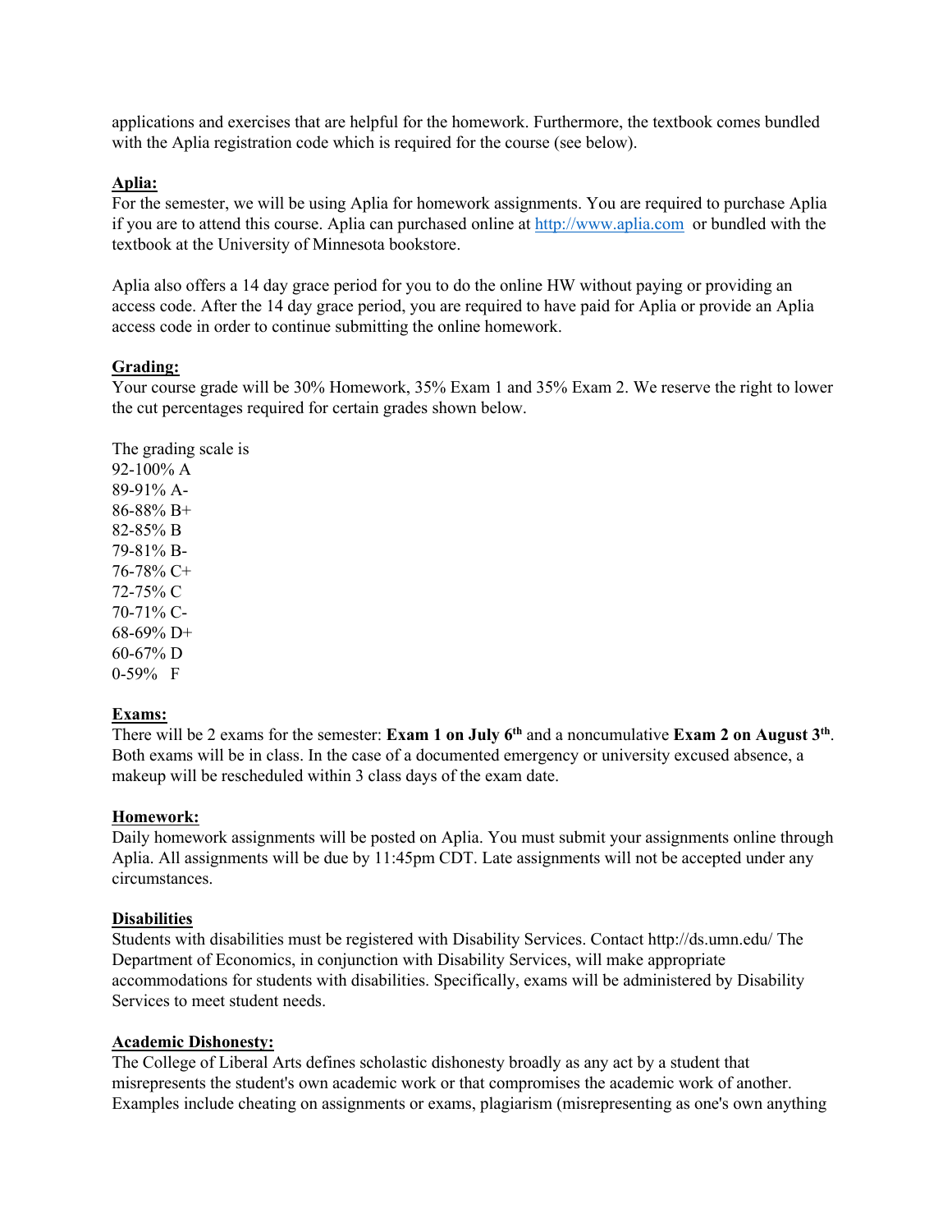applications and exercises that are helpful for the homework. Furthermore, the textbook comes bundled with the Aplia registration code which is required for the course (see below).

**Aplia:**

For the semester, we will be using Aplia for homework assignments. You are required to purchase Aplia if you are to attend this course. Aplia can purchased online at [http://www.aplia.com](http://www.aplia.com) or bundled with the textbook at the University of Minnesota bookstore.

Aplia also offers a 14 day grace period for you to do the online HW without paying or providing an access code. After the 14 day grace period, you are required to have paid for Aplia or provide an Aplia access code in order to continue submitting the online homework.

**Grading:**

Your course grade will be 30% Homework, 35% Exam 1 and 35% Exam 2. We reserve the right to lower the cut percentages required for certain grades shown below.

The grading scale is
92-100% A
89-91% A-
86-88% B+
82-85% B
79-81% B-
76-78% C+
72-75% C
70-71% C-
68-69% D+
60-67% D
0-59% F

**Exams:**

There will be 2 exams for the semester: **Exam 1 on July 6th** and a noncumulative **Exam 2 on August 3rd**. Both exams will be in class. In the case of a documented emergency or university excused absence, a makeup will be rescheduled within 3 class days of the exam date.

**Homework:**

Daily homework assignments will be posted on Aplia. You must submit your assignments online through Aplia. All assignments will be due by 11:45pm CDT. Late assignments will not be accepted under any circumstances.

**Disabilities**

Students with disabilities must be registered with Disability Services. Contact http://ds.umn.edu/ The Department of Economics, in conjunction with Disability Services, will make appropriate accommodations for students with disabilities. Specifically, exams will be administered by Disability Services to meet student needs.

**Academic Dishonesty:**

The College of Liberal Arts defines scholastic dishonesty broadly as any act by a student that misrepresents the student's own academic work or that compromises the academic work of another. Examples include cheating on assignments or exams, plagiarism (misrepresenting as one's own anything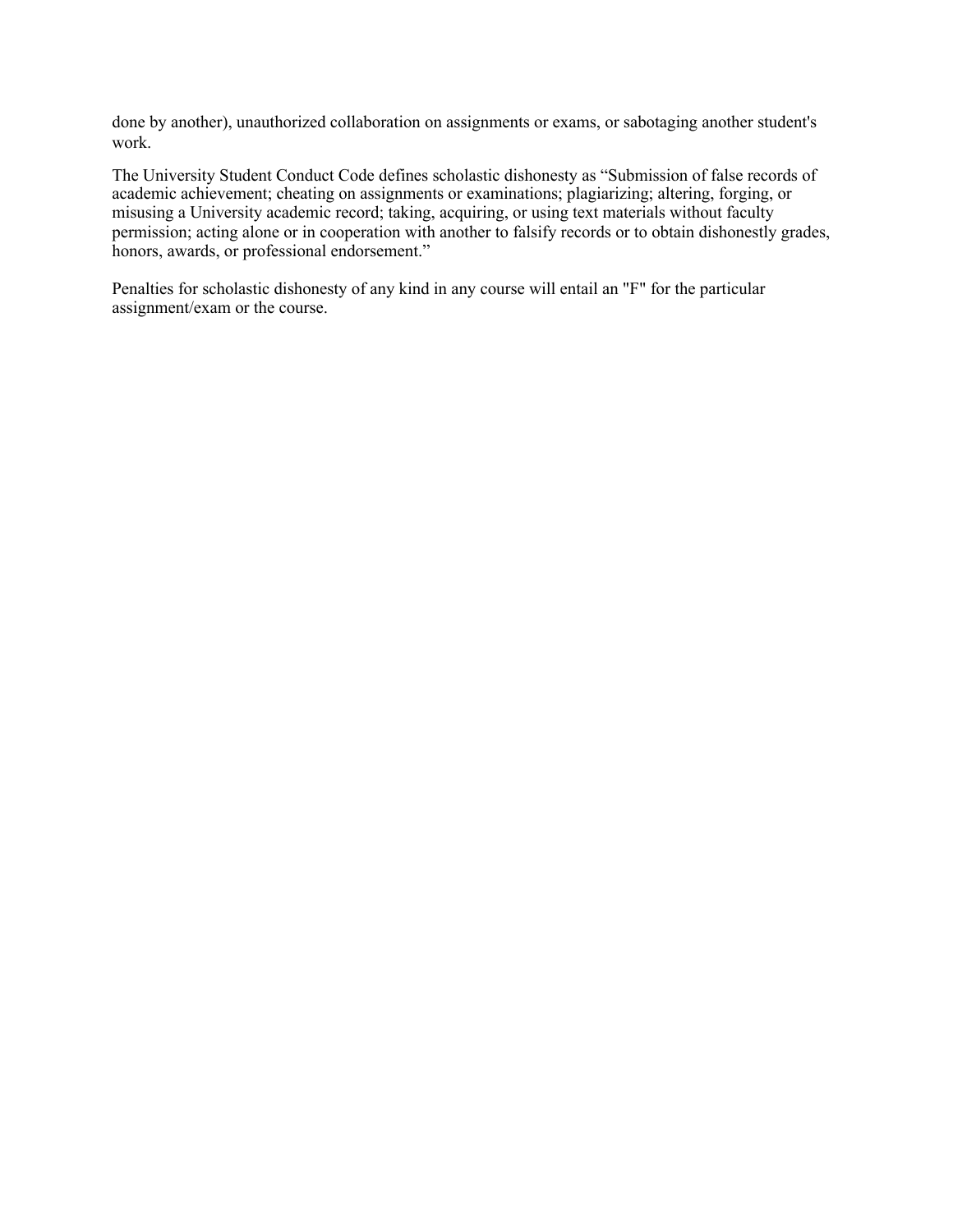done by another), unauthorized collaboration on assignments or exams, or sabotaging another student's work.

The University Student Conduct Code defines scholastic dishonesty as "Submission of false records of academic achievement; cheating on assignments or examinations; plagiarizing; altering, forging, or misusing a University academic record; taking, acquiring, or using text materials without faculty permission; acting alone or in cooperation with another to falsify records or to obtain dishonestly grades, honors, awards, or professional endorsement."

Penalties for scholastic dishonesty of any kind in any course will entail an "F" for the particular assignment/exam or the course.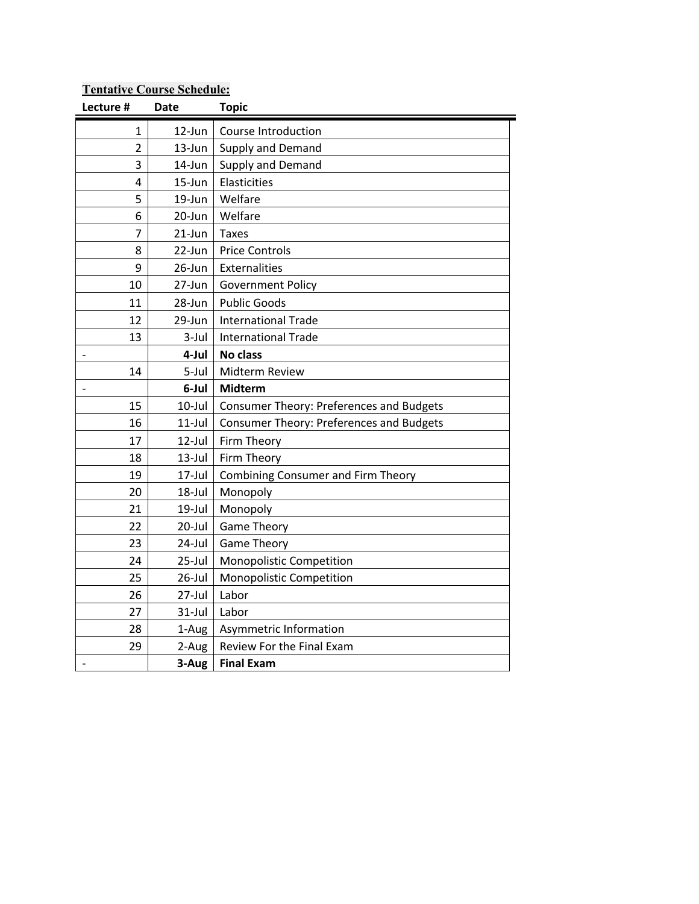**Tentative Course Schedule:**

| Lecture # | Date | Topic |
|---|---|---|
| 1 | 12-Jun | Course Introduction |
| 2 | 13-Jun | Supply and Demand |
| 3 | 14-Jun | Supply and Demand |
| 4 | 15-Jun | Elasticities |
| 5 | 19-Jun | Welfare |
| 6 | 20-Jun | Welfare |
| 7 | 21-Jun | Taxes |
| 8 | 22-Jun | Price Controls |
| 9 | 26-Jun | Externalities |
| 10 | 27-Jun | Government Policy |
| 11 | 28-Jun | Public Goods |
| 12 | 29-Jun | International Trade |
| 13 | 3-Jul | International Trade |
| - | **4-Jul** | **No class** |
| 14 | 5-Jul | Midterm Review |
| - | **6-Jul** | **Midterm** |
| 15 | 10-Jul | Consumer Theory: Preferences and Budgets |
| 16 | 11-Jul | Consumer Theory: Preferences and Budgets |
| 17 | 12-Jul | Firm Theory |
| 18 | 13-Jul | Firm Theory |
| 19 | 17-Jul | Combining Consumer and Firm Theory |
| 20 | 18-Jul | Monopoly |
| 21 | 19-Jul | Monopoly |
| 22 | 20-Jul | Game Theory |
| 23 | 24-Jul | Game Theory |
| 24 | 25-Jul | Monopolistic Competition |
| 25 | 26-Jul | Monopolistic Competition |
| 26 | 27-Jul | Labor |
| 27 | 31-Jul | Labor |
| 28 | 1-Aug | Asymmetric Information |
| 29 | 2-Aug | Review For the Final Exam |
| - | **3-Aug** | **Final Exam** |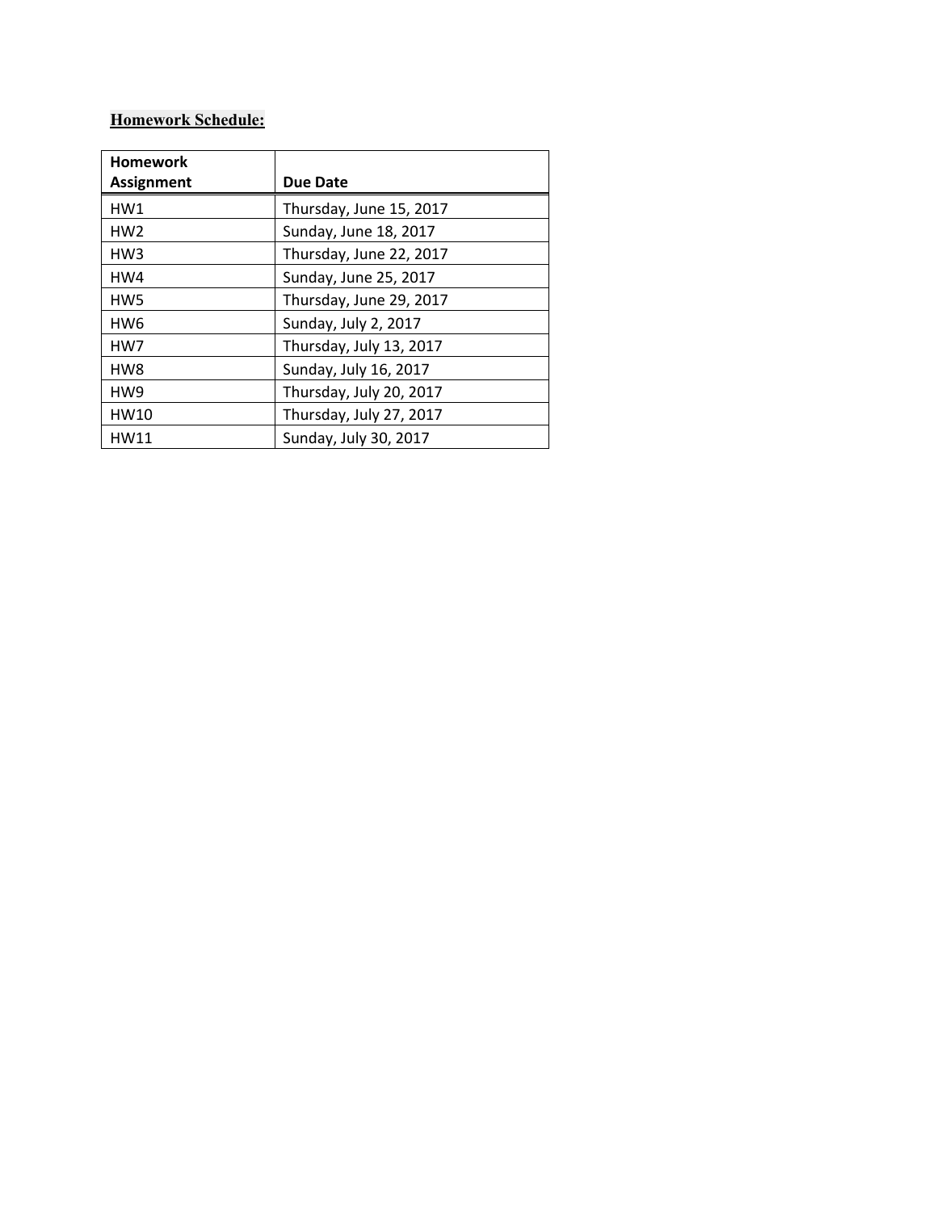**Homework Schedule:**

| Homework Assignment | Due Date |
|---|---|
| HW1 | Thursday, June 15, 2017 |
| HW2 | Sunday, June 18, 2017 |
| HW3 | Thursday, June 22, 2017 |
| HW4 | Sunday, June 25, 2017 |
| HW5 | Thursday, June 29, 2017 |
| HW6 | Sunday, July 2, 2017 |
| HW7 | Thursday, July 13, 2017 |
| HW8 | Sunday, July 16, 2017 |
| HW9 | Thursday, July 20, 2017 |
| HW10 | Thursday, July 27, 2017 |
| HW11 | Sunday, July 30, 2017 |